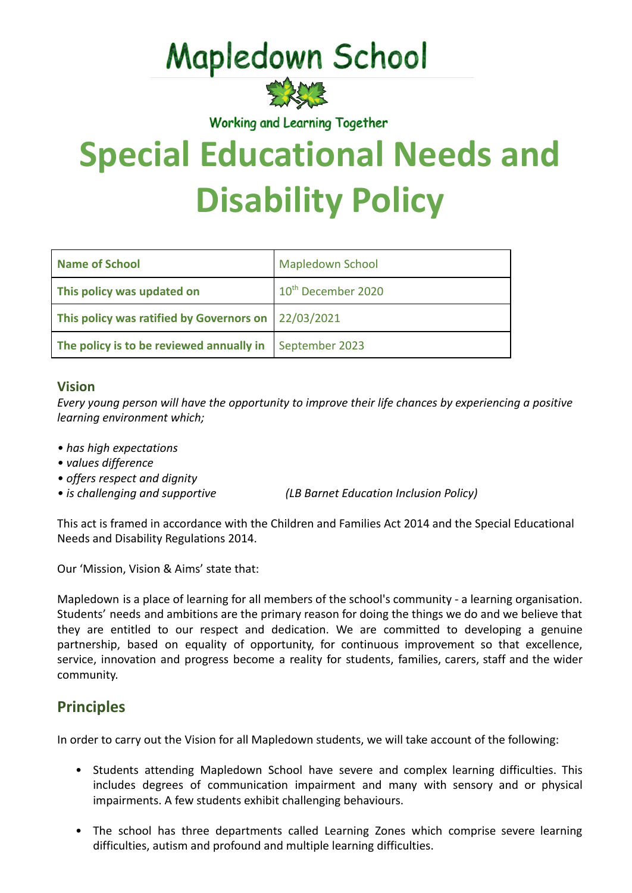# Mapledown School

Working and Learning Together

# Special Educational Needs and Disability Policy

| Name of School | Mapledown School |
|---|---|
| This policy was updated on | 10th December 2020 |
| This policy was ratified by Governors on | 22/03/2021 |
| The policy is to be reviewed annually in | September 2023 |

### Vision

*Every young person will have the opportunity to improve their life chances by experiencing a positive learning environment which;*

- *has high expectations*
- *values difference*
- *offers respect and dignity*
- *is challenging and supportive* *(LB Barnet Education Inclusion Policy)*

This act is framed in accordance with the Children and Families Act 2014 and the Special Educational Needs and Disability Regulations 2014.

Our 'Mission, Vision & Aims' state that:

Mapledown is a place of learning for all members of the school's community - a learning organisation. Students' needs and ambitions are the primary reason for doing the things we do and we believe that they are entitled to our respect and dedication. We are committed to developing a genuine partnership, based on equality of opportunity, for continuous improvement so that excellence, service, innovation and progress become a reality for students, families, carers, staff and the wider community.

## Principles

In order to carry out the Vision for all Mapledown students, we will take account of the following:

- Students attending Mapledown School have severe and complex learning difficulties. This includes degrees of communication impairment and many with sensory and or physical impairments. A few students exhibit challenging behaviours.
- The school has three departments called Learning Zones which comprise severe learning difficulties, autism and profound and multiple learning difficulties.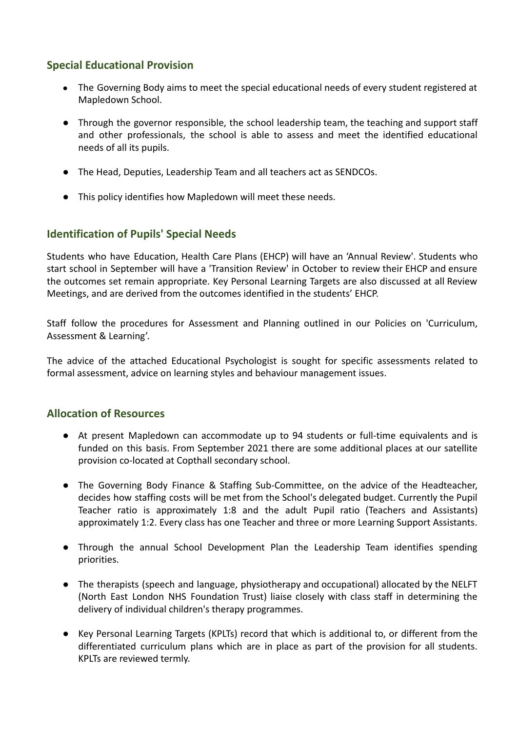## Special Educational Provision

- The Governing Body aims to meet the special educational needs of every student registered at Mapledown School.
- Through the governor responsible, the school leadership team, the teaching and support staff and other professionals, the school is able to assess and meet the identified educational needs of all its pupils.
- The Head, Deputies, Leadership Team and all teachers act as SENDCOs.
- This policy identifies how Mapledown will meet these needs.

## Identification of Pupils' Special Needs

Students who have Education, Health Care Plans (EHCP) will have an 'Annual Review'. Students who start school in September will have a 'Transition Review' in October to review their EHCP and ensure the outcomes set remain appropriate. Key Personal Learning Targets are also discussed at all Review Meetings, and are derived from the outcomes identified in the students' EHCP.

Staff follow the procedures for Assessment and Planning outlined in our Policies on 'Curriculum, Assessment & Learning'.

The advice of the attached Educational Psychologist is sought for specific assessments related to formal assessment, advice on learning styles and behaviour management issues.

## Allocation of Resources

- At present Mapledown can accommodate up to 94 students or full-time equivalents and is funded on this basis. From September 2021 there are some additional places at our satellite provision co-located at Copthall secondary school.
- The Governing Body Finance & Staffing Sub-Committee, on the advice of the Headteacher, decides how staffing costs will be met from the School's delegated budget. Currently the Pupil Teacher ratio is approximately 1:8 and the adult Pupil ratio (Teachers and Assistants) approximately 1:2. Every class has one Teacher and three or more Learning Support Assistants.
- Through the annual School Development Plan the Leadership Team identifies spending priorities.
- The therapists (speech and language, physiotherapy and occupational) allocated by the NELFT (North East London NHS Foundation Trust) liaise closely with class staff in determining the delivery of individual children's therapy programmes.
- Key Personal Learning Targets (KPLTs) record that which is additional to, or different from the differentiated curriculum plans which are in place as part of the provision for all students. KPLTs are reviewed termly.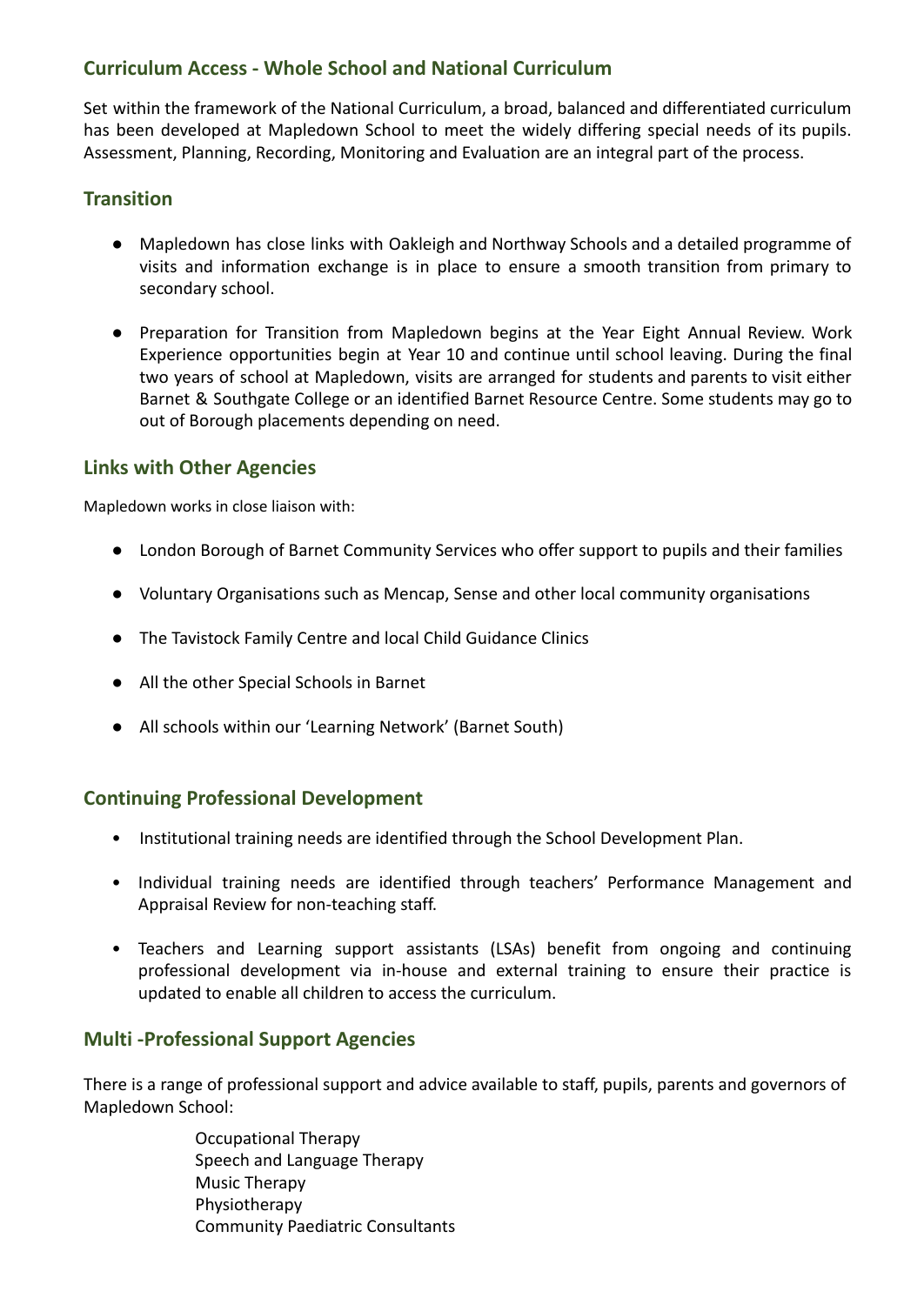## Curriculum Access - Whole School and National Curriculum

Set within the framework of the National Curriculum, a broad, balanced and differentiated curriculum has been developed at Mapledown School to meet the widely differing special needs of its pupils. Assessment, Planning, Recording, Monitoring and Evaluation are an integral part of the process.

## Transition

- Mapledown has close links with Oakleigh and Northway Schools and a detailed programme of visits and information exchange is in place to ensure a smooth transition from primary to secondary school.
- Preparation for Transition from Mapledown begins at the Year Eight Annual Review. Work Experience opportunities begin at Year 10 and continue until school leaving. During the final two years of school at Mapledown, visits are arranged for students and parents to visit either Barnet & Southgate College or an identified Barnet Resource Centre. Some students may go to out of Borough placements depending on need.

## Links with Other Agencies

Mapledown works in close liaison with:

- London Borough of Barnet Community Services who offer support to pupils and their families
- Voluntary Organisations such as Mencap, Sense and other local community organisations
- The Tavistock Family Centre and local Child Guidance Clinics
- All the other Special Schools in Barnet
- All schools within our 'Learning Network' (Barnet South)

## Continuing Professional Development

- Institutional training needs are identified through the School Development Plan.
- Individual training needs are identified through teachers' Performance Management and Appraisal Review for non-teaching staff.
- Teachers and Learning support assistants (LSAs) benefit from ongoing and continuing professional development via in-house and external training to ensure their practice is updated to enable all children to access the curriculum.

## Multi -Professional Support Agencies

There is a range of professional support and advice available to staff, pupils, parents and governors of Mapledown School:

Occupational Therapy
Speech and Language Therapy
Music Therapy
Physiotherapy
Community Paediatric Consultants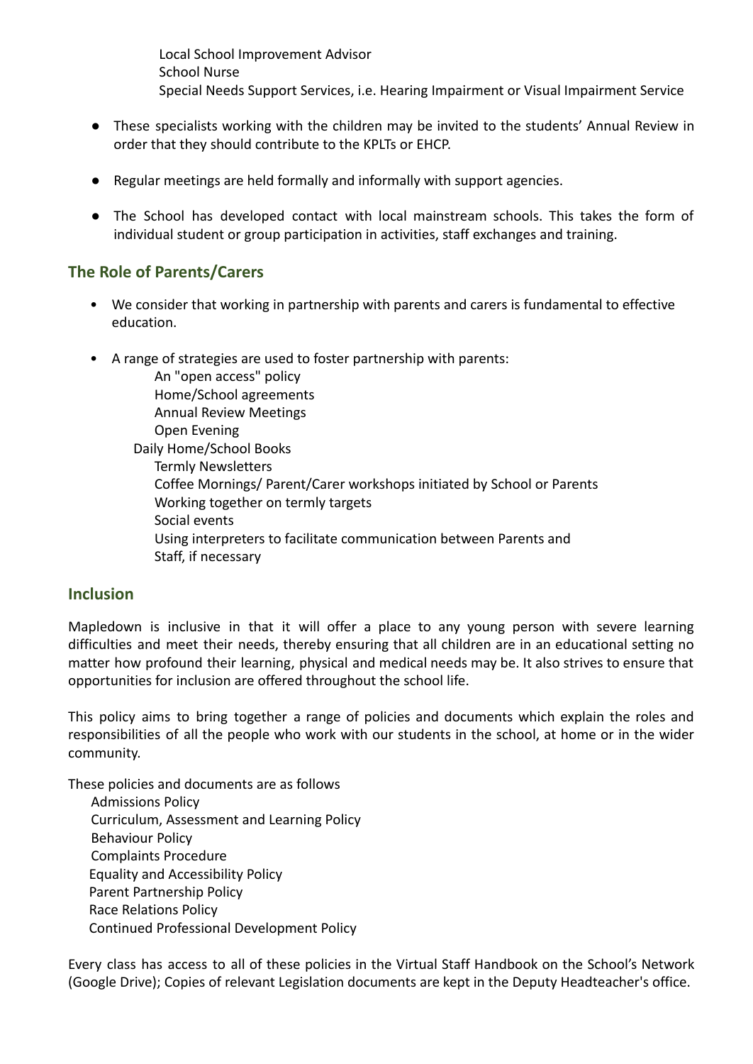Local School Improvement Advisor
School Nurse
Special Needs Support Services, i.e. Hearing Impairment or Visual Impairment Service

- These specialists working with the children may be invited to the students' Annual Review in order that they should contribute to the KPLTs or EHCP.
- Regular meetings are held formally and informally with support agencies.
- The School has developed contact with local mainstream schools. This takes the form of individual student or group participation in activities, staff exchanges and training.

## The Role of Parents/Carers

- We consider that working in partnership with parents and carers is fundamental to effective education.
- A range of strategies are used to foster partnership with parents:
  - An "open access" policy
  - Home/School agreements
  - Annual Review Meetings
  - Open Evening
  - Daily Home/School Books
  - Termly Newsletters
  - Coffee Mornings/ Parent/Carer workshops initiated by School or Parents
  - Working together on termly targets
  - Social events
  - Using interpreters to facilitate communication between Parents and Staff, if necessary

## Inclusion

Mapledown is inclusive in that it will offer a place to any young person with severe learning difficulties and meet their needs, thereby ensuring that all children are in an educational setting no matter how profound their learning, physical and medical needs may be. It also strives to ensure that opportunities for inclusion are offered throughout the school life.

This policy aims to bring together a range of policies and documents which explain the roles and responsibilities of all the people who work with our students in the school, at home or in the wider community.

These policies and documents are as follows

- Admissions Policy
- Curriculum, Assessment and Learning Policy
- Behaviour Policy
- Complaints Procedure
- Equality and Accessibility Policy
- Parent Partnership Policy
- Race Relations Policy
- Continued Professional Development Policy

Every class has access to all of these policies in the Virtual Staff Handbook on the School's Network (Google Drive); Copies of relevant Legislation documents are kept in the Deputy Headteacher's office.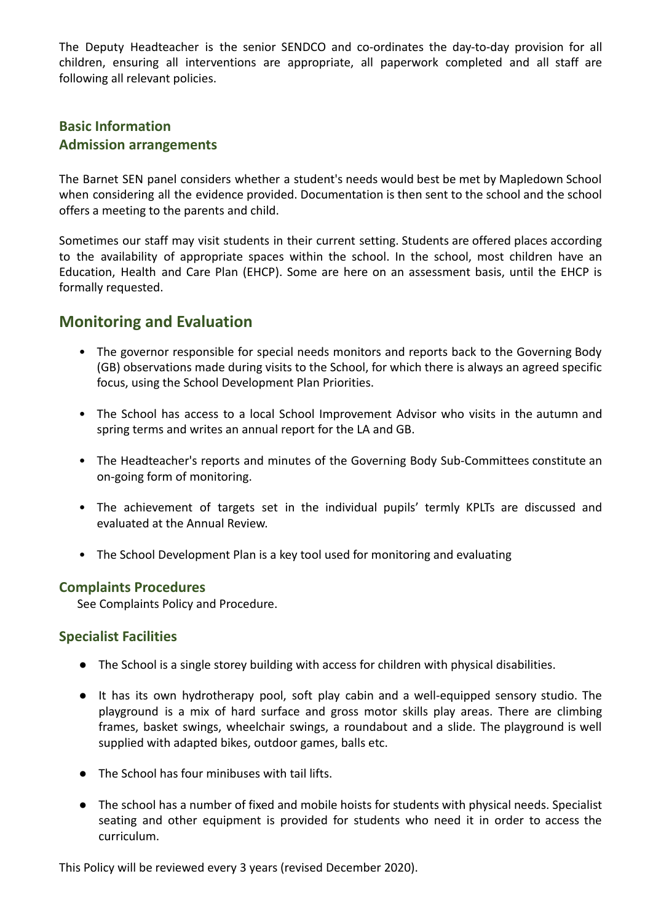The Deputy Headteacher is the senior SENDCO and co-ordinates the day-to-day provision for all children, ensuring all interventions are appropriate, all paperwork completed and all staff are following all relevant policies.

### Basic Information

### Admission arrangements

The Barnet SEN panel considers whether a student's needs would best be met by Mapledown School when considering all the evidence provided. Documentation is then sent to the school and the school offers a meeting to the parents and child.

Sometimes our staff may visit students in their current setting. Students are offered places according to the availability of appropriate spaces within the school. In the school, most children have an Education, Health and Care Plan (EHCP). Some are here on an assessment basis, until the EHCP is formally requested.

## Monitoring and Evaluation

- The governor responsible for special needs monitors and reports back to the Governing Body (GB) observations made during visits to the School, for which there is always an agreed specific focus, using the School Development Plan Priorities.
- The School has access to a local School Improvement Advisor who visits in the autumn and spring terms and writes an annual report for the LA and GB.
- The Headteacher's reports and minutes of the Governing Body Sub-Committees constitute an on-going form of monitoring.
- The achievement of targets set in the individual pupils' termly KPLTs are discussed and evaluated at the Annual Review.
- The School Development Plan is a key tool used for monitoring and evaluating

### Complaints Procedures

See Complaints Policy and Procedure.

### Specialist Facilities

- The School is a single storey building with access for children with physical disabilities.
- It has its own hydrotherapy pool, soft play cabin and a well-equipped sensory studio. The playground is a mix of hard surface and gross motor skills play areas. There are climbing frames, basket swings, wheelchair swings, a roundabout and a slide. The playground is well supplied with adapted bikes, outdoor games, balls etc.
- The School has four minibuses with tail lifts.
- The school has a number of fixed and mobile hoists for students with physical needs. Specialist seating and other equipment is provided for students who need it in order to access the curriculum.

This Policy will be reviewed every 3 years (revised December 2020).